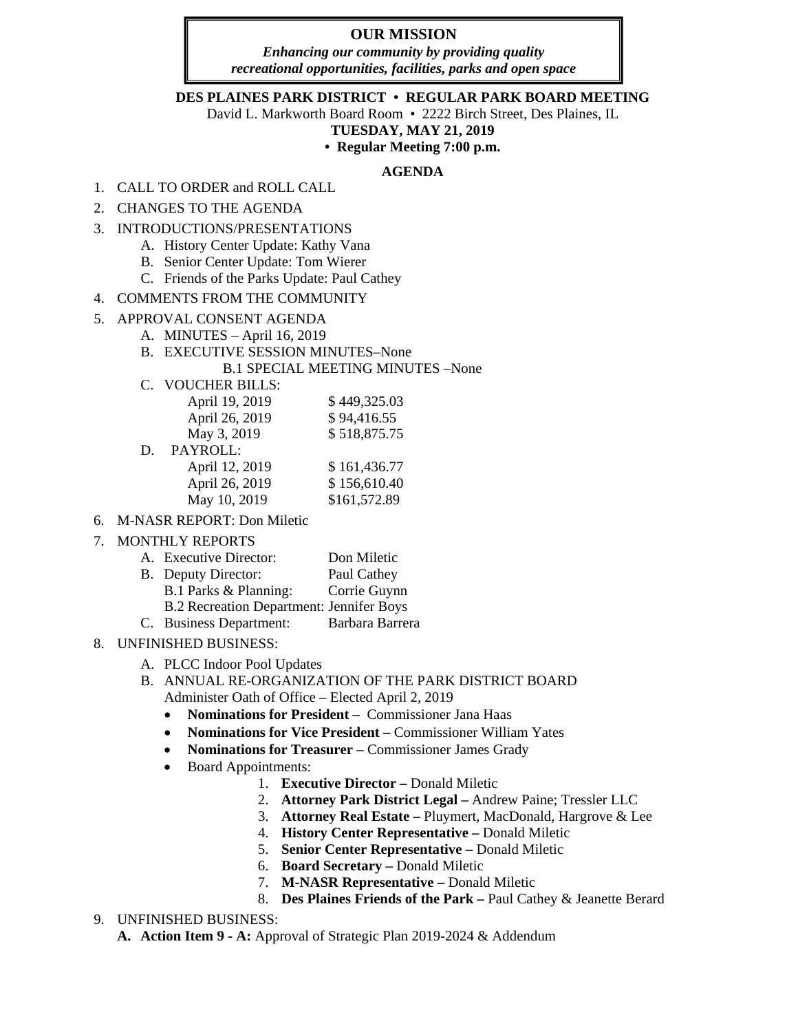**OUR MISSION**

***Enhancing our community by providing quality recreational opportunities, facilities, parks and open space***

**DES PLAINES PARK DISTRICT • REGULAR PARK BOARD MEETING**

David L. Markworth Board Room • 2222 Birch Street, Des Plaines, IL

**TUESDAY, MAY 21, 2019**

**• Regular Meeting 7:00 p.m.**

**AGENDA**

1. CALL TO ORDER and ROLL CALL
2. CHANGES TO THE AGENDA
3. INTRODUCTIONS/PRESENTATIONS
   A. History Center Update: Kathy Vana
   B. Senior Center Update: Tom Wierer
   C. Friends of the Parks Update: Paul Cathey
4. COMMENTS FROM THE COMMUNITY
5. APPROVAL CONSENT AGENDA
   A. MINUTES – April 16, 2019
   B. EXECUTIVE SESSION MINUTES–None
      B.1 SPECIAL MEETING MINUTES –None
   C. VOUCHER BILLS:
      April 19, 2019 $ 449,325.03
      April 26, 2019 $ 94,416.55
      May 3, 2019 $ 518,875.75
   D. PAYROLL:
      April 12, 2019 $ 161,436.77
      April 26, 2019 $ 156,610.40
      May 10, 2019 $161,572.89
6. M-NASR REPORT: Don Miletic
7. MONTHLY REPORTS
   A. Executive Director: Don Miletic
   B. Deputy Director: Paul Cathey
      B.1 Parks & Planning: Corrie Guynn
      B.2 Recreation Department: Jennifer Boys
   C. Business Department: Barbara Barrera
8. UNFINISHED BUSINESS:
   A. PLCC Indoor Pool Updates
   B. ANNUAL RE-ORGANIZATION OF THE PARK DISTRICT BOARD
      Administer Oath of Office – Elected April 2, 2019
      - **Nominations for President –** Commissioner Jana Haas
      - **Nominations for Vice President –** Commissioner William Yates
      - **Nominations for Treasurer –** Commissioner James Grady
      - Board Appointments:
        1. **Executive Director –** Donald Miletic
        2. **Attorney Park District Legal –** Andrew Paine; Tressler LLC
        3. **Attorney Real Estate –** Pluymert, MacDonald, Hargrove & Lee
        4. **History Center Representative –** Donald Miletic
        5. **Senior Center Representative –** Donald Miletic
        6. **Board Secretary –** Donald Miletic
        7. **M-NASR Representative –** Donald Miletic
        8. **Des Plaines Friends of the Park –** Paul Cathey & Jeanette Berard
9. UNFINISHED BUSINESS:
   **A. Action Item 9 - A:** Approval of Strategic Plan 2019-2024 & Addendum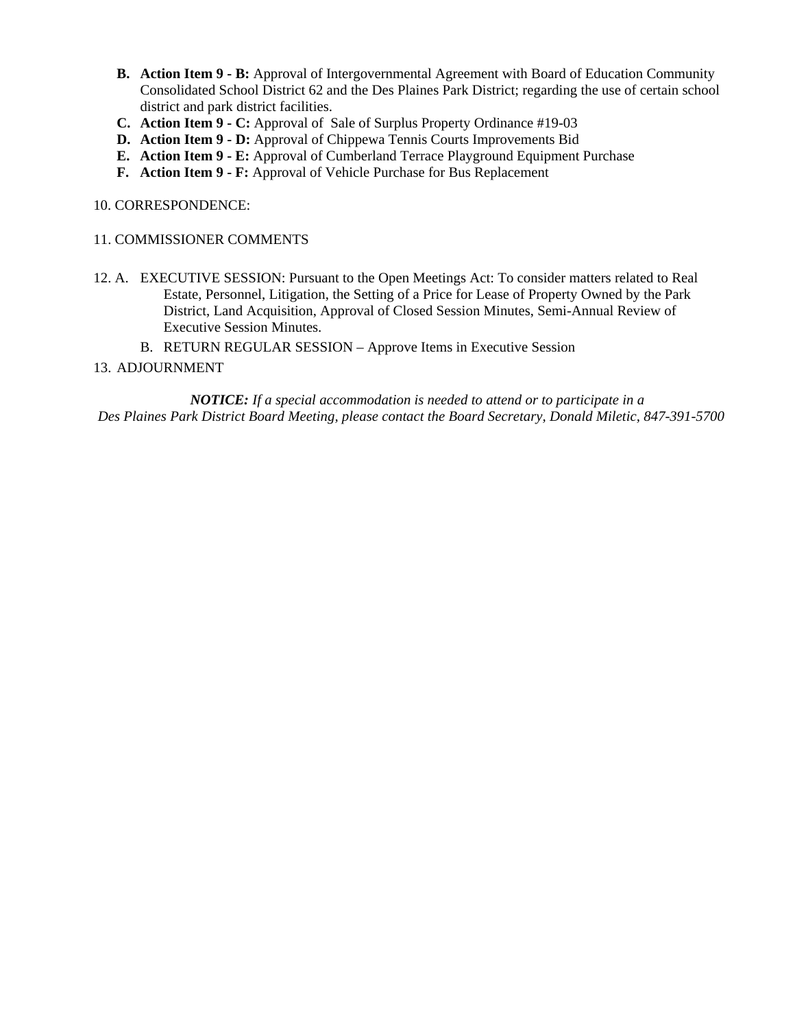- **B. Action Item 9 - B:** Approval of Intergovernmental Agreement with Board of Education Community Consolidated School District 62 and the Des Plaines Park District; regarding the use of certain school district and park district facilities.
- **C. Action Item 9 - C:** Approval of Sale of Surplus Property Ordinance #19-03
- **D. Action Item 9 - D:** Approval of Chippewa Tennis Courts Improvements Bid
- **E. Action Item 9 - E:** Approval of Cumberland Terrace Playground Equipment Purchase
- **F. Action Item 9 - F:** Approval of Vehicle Purchase for Bus Replacement

10. CORRESPONDENCE:

11. COMMISSIONER COMMENTS

12. A. EXECUTIVE SESSION: Pursuant to the Open Meetings Act: To consider matters related to Real Estate, Personnel, Litigation, the Setting of a Price for Lease of Property Owned by the Park District, Land Acquisition, Approval of Closed Session Minutes, Semi-Annual Review of Executive Session Minutes.

    B. RETURN REGULAR SESSION – Approve Items in Executive Session

13. ADJOURNMENT

***NOTICE:*** *If a special accommodation is needed to attend or to participate in a Des Plaines Park District Board Meeting, please contact the Board Secretary, Donald Miletic, 847-391-5700*